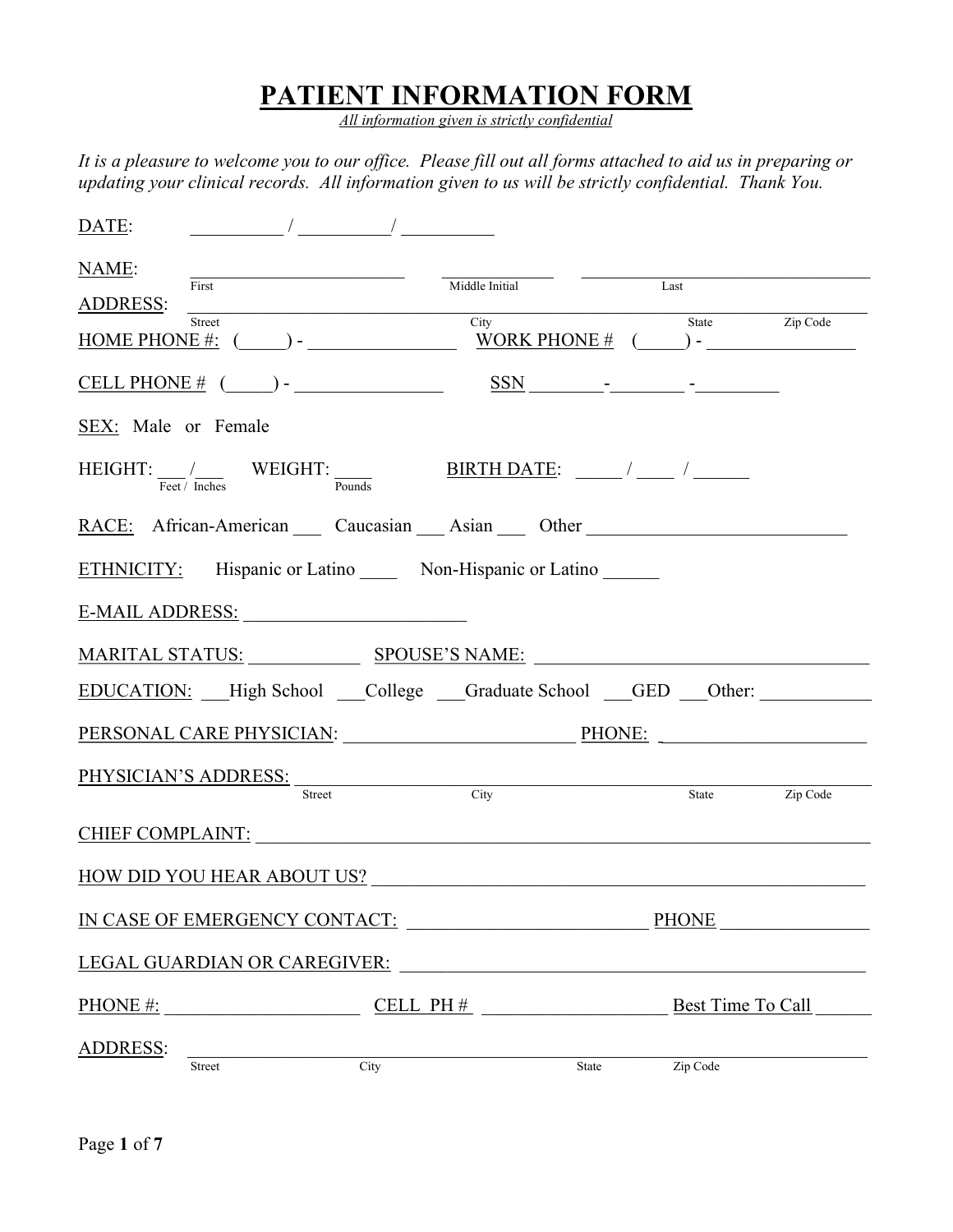# PATIENT INFORMATION FORM

*All information given is strictly confidential*

*It is a pleasure to welcome you to our office. Please fill out all forms attached to aid us in preparing or updating your clinical records. All information given to us will be strictly confidential. Thank You.*

DATE: __________ / __________/ __________

NAME: ________________________ (First) ______________ (Middle Initial) ________________________________ (Last)

ADDRESS: ______________________________________________________________________
Street City State Zip Code

HOME PHONE #: (_____) - ________________ WORK PHONE # (_____) - ________________

CELL PHONE # (_____) - ________________ SSN ________-________ -_________

SEX: Male or Female

HEIGHT: ___ /___ (Feet / Inches) WEIGHT: ____ (Pounds) BIRTH DATE: _____ / ____ / ______

RACE: African-American ___ Caucasian ___ Asian ___ Other ____________________________

ETHNICITY: Hispanic or Latino ____ Non-Hispanic or Latino ______

E-MAIL ADDRESS: ________________________

MARITAL STATUS: ____________ SPOUSE'S NAME: ____________________________________

EDUCATION: ___High School ___College ___Graduate School ___GED ___Other: ____________

PERSONAL CARE PHYSICIAN: _________________________ PHONE: ______________________

PHYSICIAN'S ADDRESS: _________________________________________________________
Street City State Zip Code

CHIEF COMPLAINT: ______________________________________________________________

HOW DID YOU HEAR ABOUT US? ______________________________________________________

IN CASE OF EMERGENCY CONTACT: __________________________ PHONE ________________

LEGAL GUARDIAN OR CAREGIVER: ____________________________________________________

PHONE #: _____________________ CELL PH # _____________________ Best Time To Call ______

ADDRESS: ______________________________________________________________________
Street City State Zip Code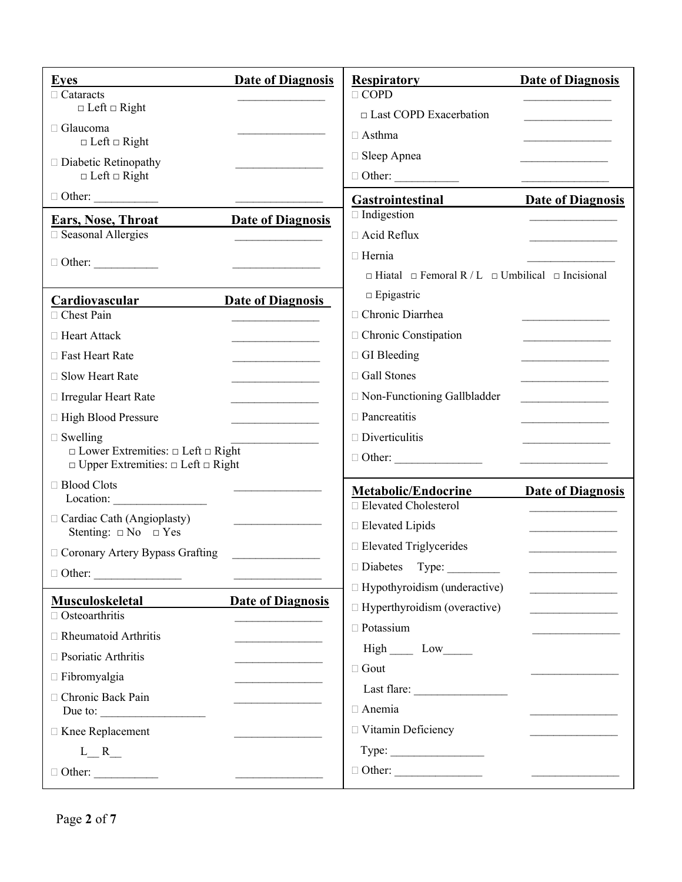## Eyes — Date of Diagnosis

- ☐ Cataracts — _______________
  - □ Left □ Right
- ☐ Glaucoma — _______________
  - □ Left □ Right
- ☐ Diabetic Retinopathy — _______________
  - □ Left □ Right
- ☐ Other: ___________ — _______________

## Ears, Nose, Throat — Date of Diagnosis

- ☐ Seasonal Allergies — _______________
- ☐ Other: ___________ — _______________

## Cardiovascular — Date of Diagnosis

- ☐ Chest Pain — _______________
- ☐ Heart Attack — _______________
- ☐ Fast Heart Rate — _______________
- ☐ Slow Heart Rate — _______________
- ☐ Irregular Heart Rate — _______________
- ☐ High Blood Pressure — _______________
- ☐ Swelling — _______________
  - □ Lower Extremities: □ Left □ Right
  - □ Upper Extremities: □ Left □ Right
- ☐ Blood Clots — _______________
  - Location: ________________
- ☐ Cardiac Cath (Angioplasty) — _______________
  - Stenting: □ No □ Yes
- ☐ Coronary Artery Bypass Grafting — _______________
- ☐ Other: _______________ — _______________

## Musculoskeletal — Date of Diagnosis

- ☐ Osteoarthritis — _______________
- ☐ Rheumatoid Arthritis — _______________
- ☐ Psoriatic Arthritis — _______________
- ☐ Fibromyalgia — _______________
- ☐ Chronic Back Pain — _______________
  - Due to: __________________
- ☐ Knee Replacement — _______________
  - L__ R__
- ☐ Other: ___________ — _______________

## Respiratory — Date of Diagnosis

- ☐ COPD — _______________
  - □ Last COPD Exacerbation — _______________
- ☐ Asthma — _______________
- ☐ Sleep Apnea — _______________
- ☐ Other: ___________ — _______________

## Gastrointestinal — Date of Diagnosis

- ☐ Indigestion — _______________
- ☐ Acid Reflux — _______________
- ☐ Hernia — _______________
  - □ Hiatal □ Femoral R / L □ Umbilical □ Incisional
  - □ Epigastric
- ☐ Chronic Diarrhea — _______________
- ☐ Chronic Constipation — _______________
- ☐ GI Bleeding — _______________
- ☐ Gall Stones — _______________
- ☐ Non-Functioning Gallbladder — _______________
- ☐ Pancreatitis — _______________
- ☐ Diverticulitis — _______________
- ☐ Other: _______________ — _______________

## Metabolic/Endocrine — Date of Diagnosis

- ☐ Elevated Cholesterol — _______________
- ☐ Elevated Lipids — _______________
- ☐ Elevated Triglycerides — _______________
- ☐ Diabetes Type: _________ — _______________
- ☐ Hypothyroidism (underactive) — _______________
- ☐ Hyperthyroidism (overactive) — _______________
- ☐ Potassium — _______________
  - High ____ Low_____
- ☐ Gout — _______________
  - Last flare: ________________
- ☐ Anemia — _______________
- ☐ Vitamin Deficiency — _______________
  - Type: ________________
- ☐ Other: _______________ — _______________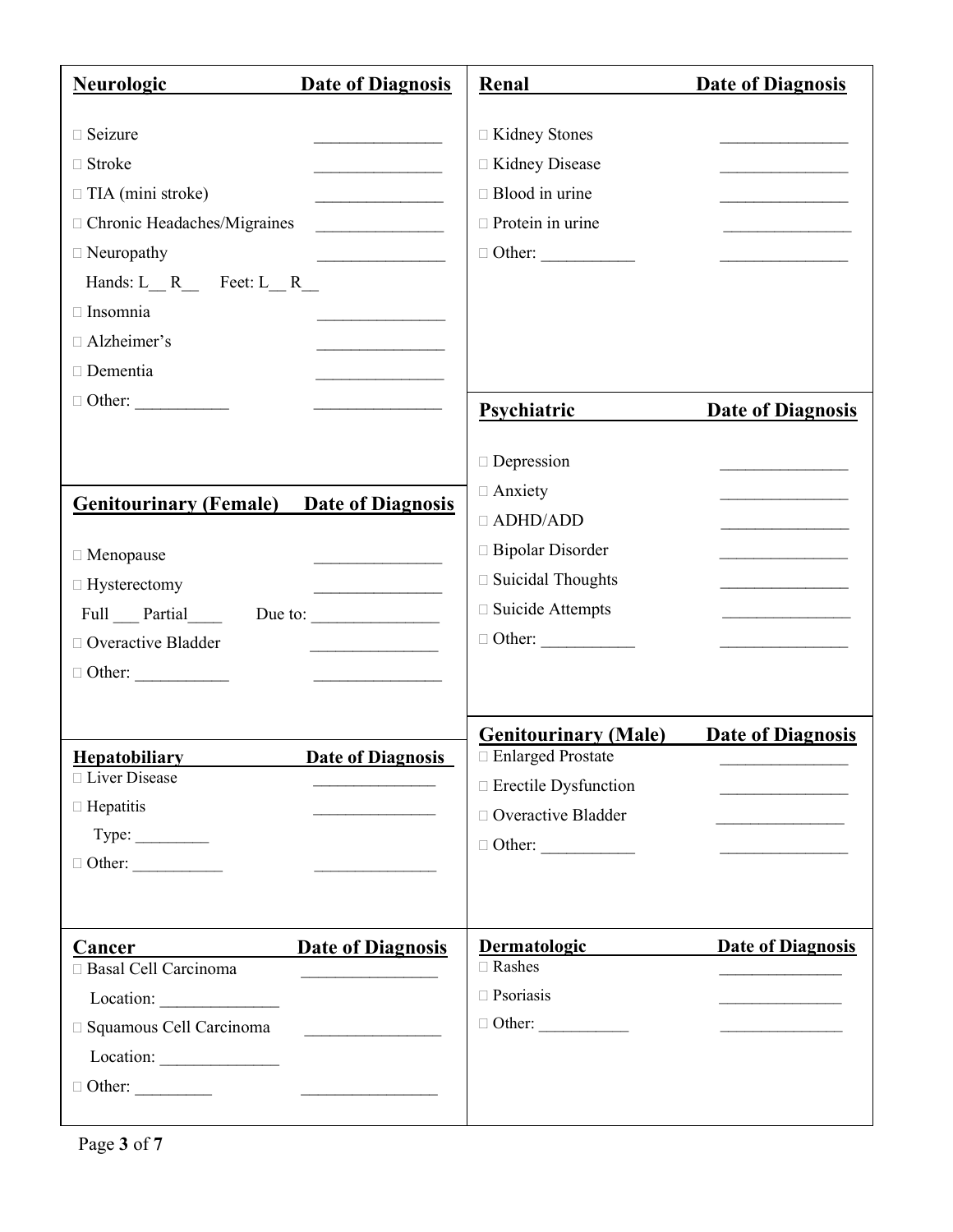| Neurologic | Date of Diagnosis |
|---|---|
| ☐ Seizure | _______________ |
| ☐ Stroke | _______________ |
| ☐ TIA (mini stroke) | _______________ |
| ☐ Chronic Headaches/Migraines | _______________ |
| ☐ Neuropathy | _______________ |
| Hands: L__ R__ Feet: L__ R__ | |
| ☐ Insomnia | _______________ |
| ☐ Alzheimer's | _______________ |
| ☐ Dementia | _______________ |
| ☐ Other: ___________ | _______________ |

| Renal | Date of Diagnosis |
|---|---|
| ☐ Kidney Stones | _______________ |
| ☐ Kidney Disease | _______________ |
| ☐ Blood in urine | _______________ |
| ☐ Protein in urine | _______________ |
| ☐ Other: ___________ | _______________ |

| Psychiatric | Date of Diagnosis |
|---|---|
| ☐ Depression | _______________ |
| ☐ Anxiety | _______________ |
| ☐ ADHD/ADD | _______________ |
| ☐ Bipolar Disorder | _______________ |
| ☐ Suicidal Thoughts | _______________ |
| ☐ Suicide Attempts | _______________ |
| ☐ Other: ___________ | _______________ |

| Genitourinary (Female) | Date of Diagnosis |
|---|---|
| ☐ Menopause | _______________ |
| ☐ Hysterectomy | _______________ |
| Full ___ Partial____ | Due to: _______________ |
| ☐ Overactive Bladder | _______________ |
| ☐ Other: ___________ | _______________ |

| Genitourinary (Male) | Date of Diagnosis |
|---|---|
| ☐ Enlarged Prostate | _______________ |
| ☐ Erectile Dysfunction | _______________ |
| ☐ Overactive Bladder | _______________ |
| ☐ Other: ___________ | _______________ |

| Hepatobiliary | Date of Diagnosis |
|---|---|
| ☐ Liver Disease | _______________ |
| ☐ Hepatitis | _______________ |
| Type: _________ | |
| ☐ Other: ___________ | _______________ |

| Cancer | Date of Diagnosis |
|---|---|
| ☐ Basal Cell Carcinoma | ________________ |
| Location: ______________ | |
| ☐ Squamous Cell Carcinoma | ________________ |
| Location: ______________ | |
| ☐ Other: _________ | ________________ |

| Dermatologic | Date of Diagnosis |
|---|---|
| ☐ Rashes | _______________ |
| ☐ Psoriasis | _______________ |
| ☐ Other: ___________ | _______________ |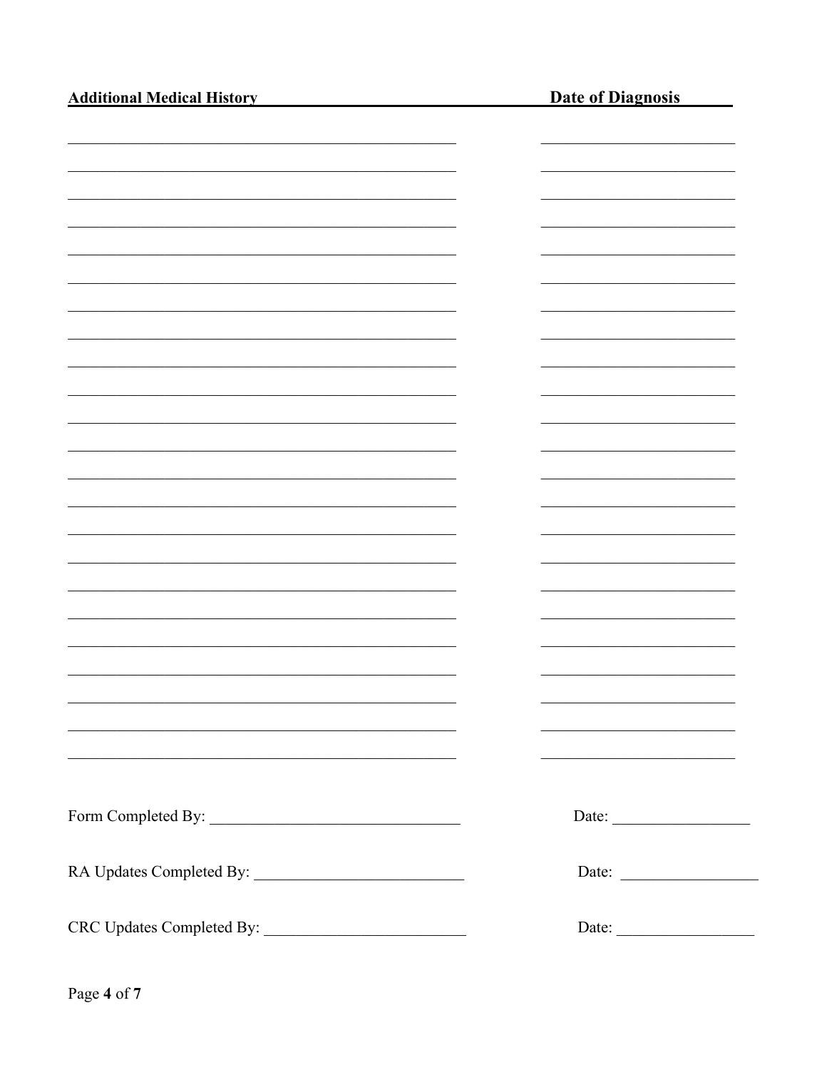| **Additional Medical History** | **Date of Diagnosis** |
| --- | --- |
| | |
| | |
| | |
| | |
| | |
| | |
| | |
| | |
| | |
| | |
| | |
| | |
| | |
| | |
| | |
| | |
| | |
| | |
| | |
| | |
| | |
| | |
| | |

Form Completed By: ______________________________ Date: ________________

RA Updates Completed By: ________________________ Date: ________________

CRC Updates Completed By: _______________________ Date: ________________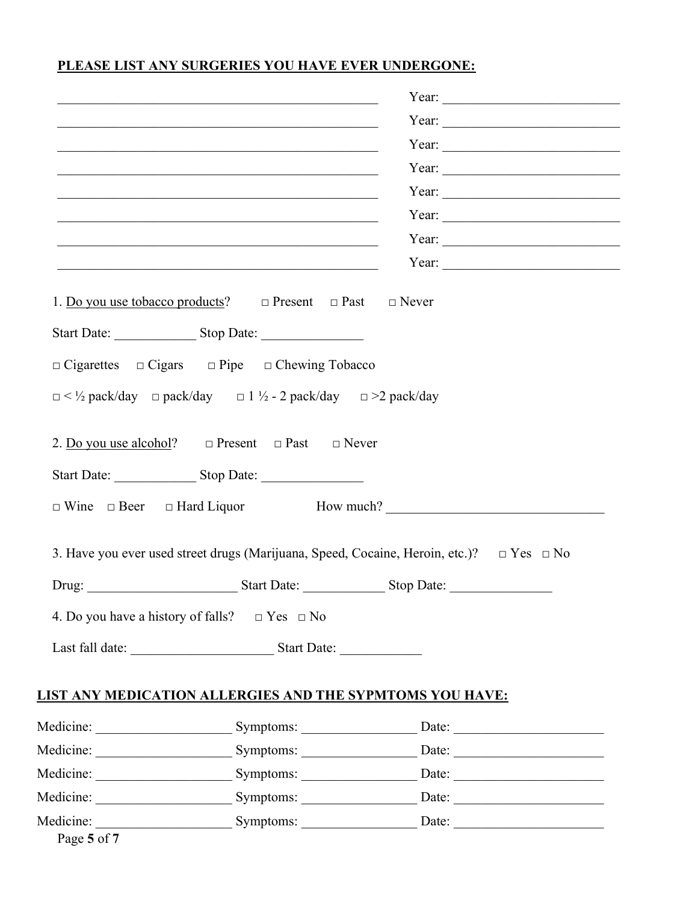**PLEASE LIST ANY SURGERIES YOU HAVE EVER UNDERGONE:**

_______________________________________________ Year: ________________________

_______________________________________________ Year: ________________________

_______________________________________________ Year: ________________________

_______________________________________________ Year: ________________________

_______________________________________________ Year: ________________________

_______________________________________________ Year: ________________________

_______________________________________________ Year: ________________________

_______________________________________________ Year: ________________________

1. Do you use tobacco products? □ Present □ Past □ Never

Start Date: ____________ Stop Date: _______________

□ Cigarettes □ Cigars □ Pipe □ Chewing Tobacco

□ < ½ pack/day □ pack/day □ 1 ½ - 2 pack/day □ >2 pack/day

2. Do you use alcohol? □ Present □ Past □ Never

Start Date: ____________ Stop Date: _______________

□ Wine □ Beer □ Hard Liquor How much? ________________________________

3. Have you ever used street drugs (Marijuana, Speed, Cocaine, Heroin, etc.)? □ Yes □ No

Drug: ______________________ Start Date: ____________ Stop Date: _______________

4. Do you have a history of falls? □ Yes □ No

Last fall date: _____________________ Start Date: ____________

**LIST ANY MEDICATION ALLERGIES AND THE SYPMTOMS YOU HAVE:**

Medicine: ____________________ Symptoms: _________________ Date: ______________________

Medicine: ____________________ Symptoms: _________________ Date: ______________________

Medicine: ____________________ Symptoms: _________________ Date: ______________________

Medicine: ____________________ Symptoms: _________________ Date: ______________________

Medicine: ____________________ Symptoms: _________________ Date: ______________________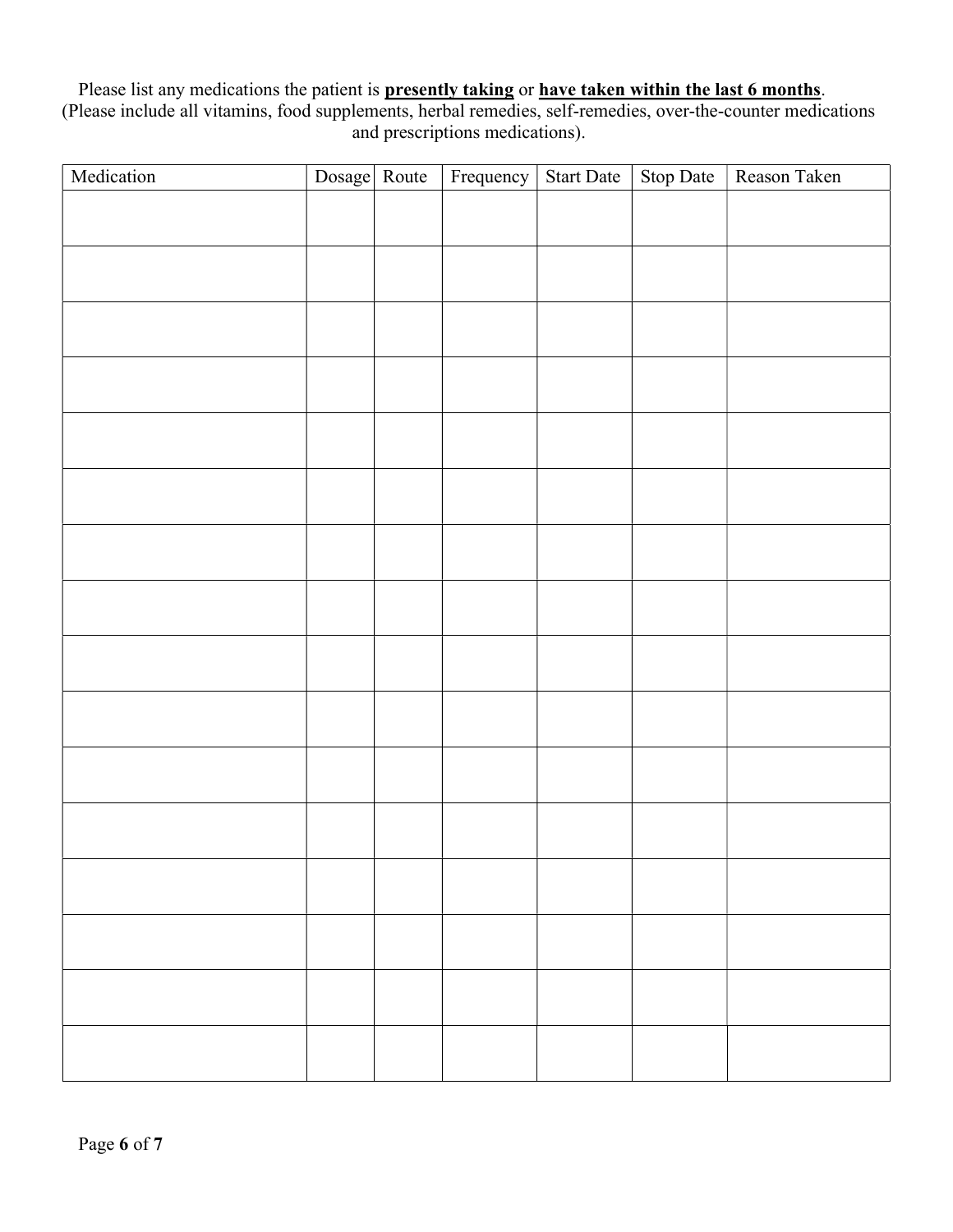Please list any medications the patient is **presently taking** or **have taken within the last 6 months**.
(Please include all vitamins, food supplements, herbal remedies, self-remedies, over-the-counter medications and prescriptions medications).

| Medication | Dosage | Route | Frequency | Start Date | Stop Date | Reason Taken |
|---|---|---|---|---|---|---|
| | | | | | | |
| | | | | | | |
| | | | | | | |
| | | | | | | |
| | | | | | | |
| | | | | | | |
| | | | | | | |
| | | | | | | |
| | | | | | | |
| | | | | | | |
| | | | | | | |
| | | | | | | |
| | | | | | | |
| | | | | | | |
| | | | | | | |
| | | | | | | |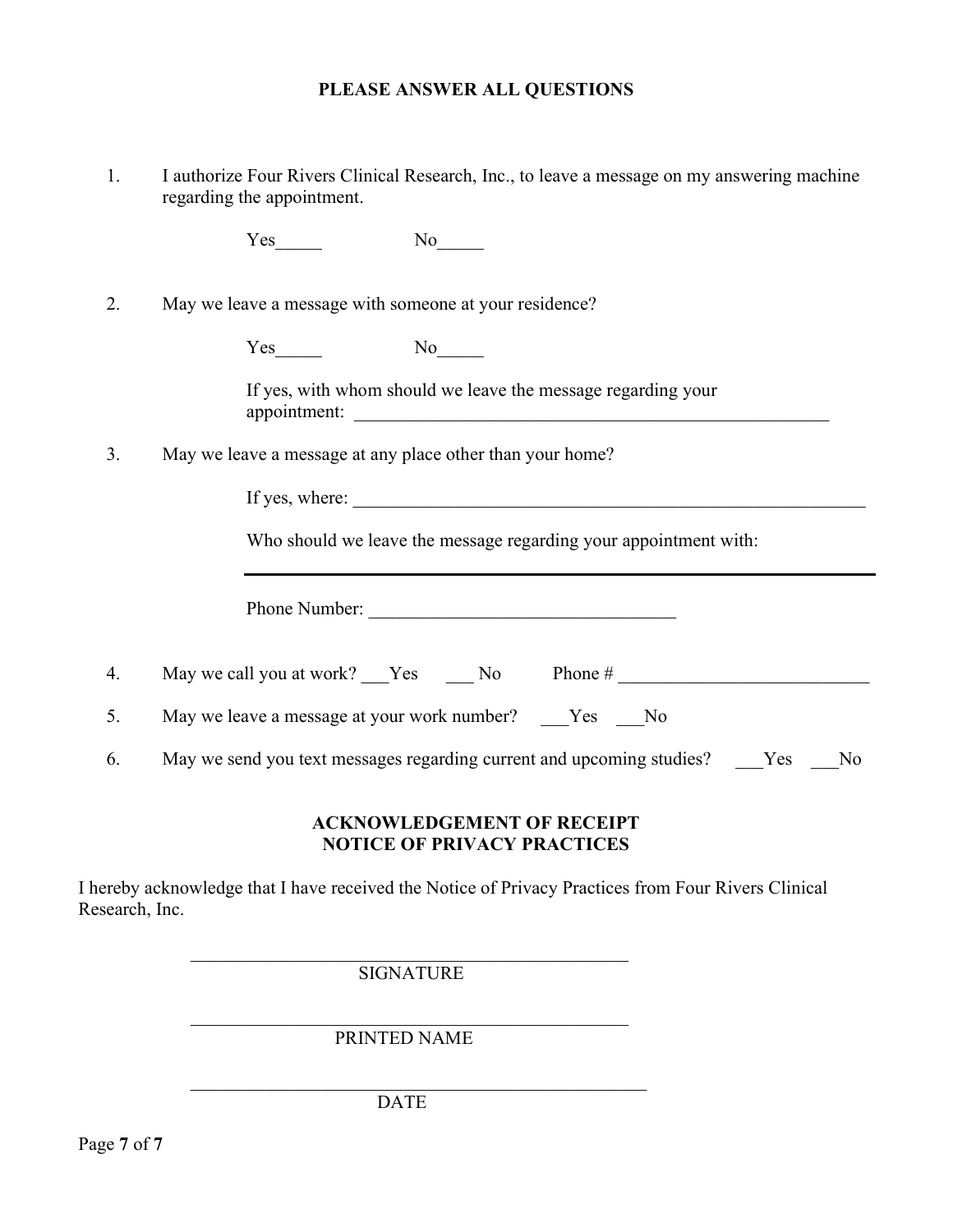**PLEASE ANSWER ALL QUESTIONS**

1. I authorize Four Rivers Clinical Research, Inc., to leave a message on my answering machine regarding the appointment.

   Yes_____ No_____

2. May we leave a message with someone at your residence?

   Yes_____ No_____

   If yes, with whom should we leave the message regarding your appointment: _______________________________________________________

3. May we leave a message at any place other than your home?

   If yes, where: ___________________________________________________________

   Who should we leave the message regarding your appointment with:

   ___________________________________________________________

   Phone Number: _________________________________

4. May we call you at work? ___Yes ___ No Phone # ___________________________

5. May we leave a message at your work number? ___Yes ___No

6. May we send you text messages regarding current and upcoming studies? ___Yes ___No

**ACKNOWLEDGEMENT OF RECEIPT**
**NOTICE OF PRIVACY PRACTICES**

I hereby acknowledge that I have received the Notice of Privacy Practices from Four Rivers Clinical Research, Inc.

___________________________________________________
SIGNATURE

___________________________________________________
PRINTED NAME

___________________________________________________
DATE